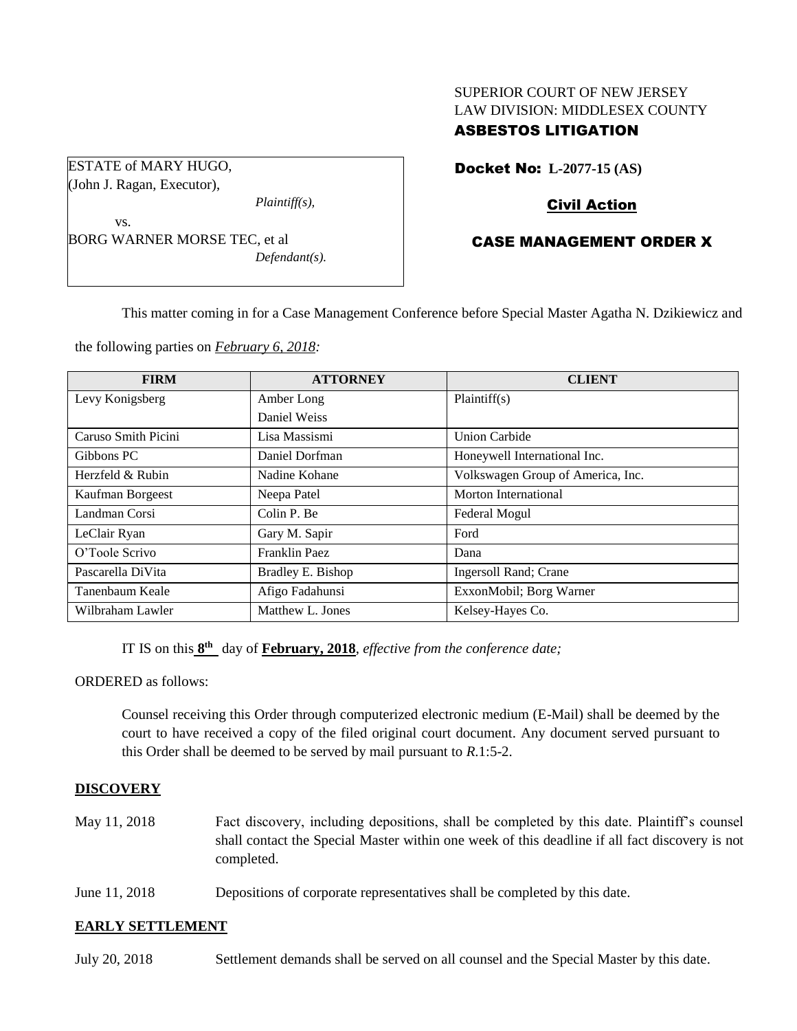SUPERIOR COURT OF NEW JERSEY
LAW DIVISION: MIDDLESEX COUNTY
**ASBESTOS LITIGATION**

ESTATE of MARY HUGO,
(John J. Ragan, Executor),
*Plaintiff(s),*
vs.
BORG WARNER MORSE TEC, et al
*Defendant(s).*

**Docket No: L-2077-15 (AS)**

**Civil Action**

**CASE MANAGEMENT ORDER X**

This matter coming in for a Case Management Conference before Special Master Agatha N. Dzikiewicz and the following parties on ***February 6, 2018:***

| FIRM | ATTORNEY | CLIENT |
|---|---|---|
| Levy Konigsberg | Amber Long<br>Daniel Weiss | Plaintiff(s) |
| Caruso Smith Picini | Lisa Massismi | Union Carbide |
| Gibbons PC | Daniel Dorfman | Honeywell International Inc. |
| Herzfeld & Rubin | Nadine Kohane | Volkswagen Group of America, Inc. |
| Kaufman Borgeest | Neepa Patel | Morton International |
| Landman Corsi | Colin P. Be | Federal Mogul |
| LeClair Ryan | Gary M. Sapir | Ford |
| O'Toole Scrivo | Franklin Paez | Dana |
| Pascarella DiVita | Bradley E. Bishop | Ingersoll Rand; Crane |
| Tanenbaum Keale | Afigo Fadahunsi | ExxonMobil; Borg Warner |
| Wilbraham Lawler | Matthew L. Jones | Kelsey-Hayes Co. |

IT IS on this **8th** day of **February, 2018**, *effective from the conference date;*

ORDERED as follows:

Counsel receiving this Order through computerized electronic medium (E-Mail) shall be deemed by the court to have received a copy of the filed original court document. Any document served pursuant to this Order shall be deemed to be served by mail pursuant to *R*.1:5-2.

**DISCOVERY**

May 11, 2018 — Fact discovery, including depositions, shall be completed by this date. Plaintiff's counsel shall contact the Special Master within one week of this deadline if all fact discovery is not completed.

June 11, 2018 — Depositions of corporate representatives shall be completed by this date.

**EARLY SETTLEMENT**

July 20, 2018 — Settlement demands shall be served on all counsel and the Special Master by this date.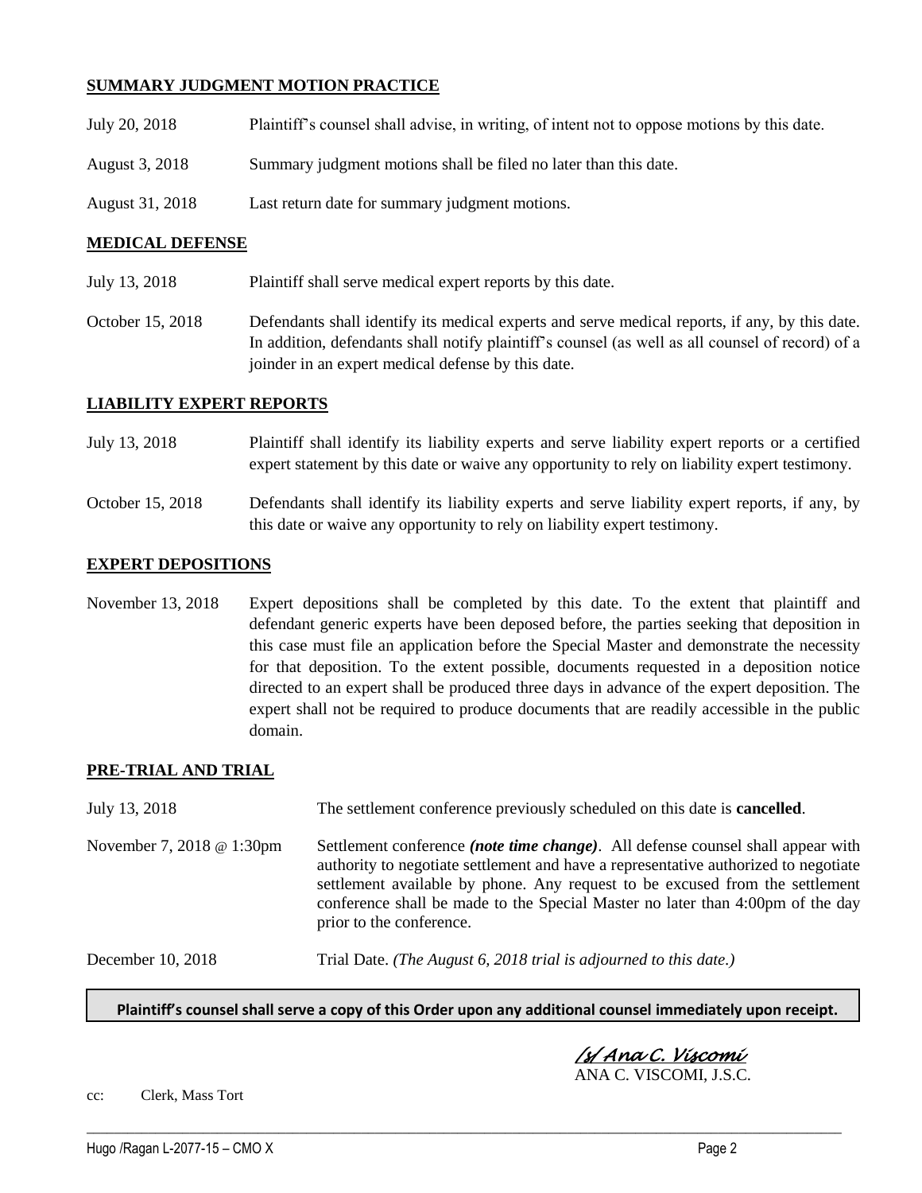**SUMMARY JUDGMENT MOTION PRACTICE**

| | |
|---|---|
| July 20, 2018 | Plaintiff's counsel shall advise, in writing, of intent not to oppose motions by this date. |
| August 3, 2018 | Summary judgment motions shall be filed no later than this date. |
| August 31, 2018 | Last return date for summary judgment motions. |

**MEDICAL DEFENSE**

| | |
|---|---|
| July 13, 2018 | Plaintiff shall serve medical expert reports by this date. |
| October 15, 2018 | Defendants shall identify its medical experts and serve medical reports, if any, by this date. In addition, defendants shall notify plaintiff's counsel (as well as all counsel of record) of a joinder in an expert medical defense by this date. |

**LIABILITY EXPERT REPORTS**

| | |
|---|---|
| July 13, 2018 | Plaintiff shall identify its liability experts and serve liability expert reports or a certified expert statement by this date or waive any opportunity to rely on liability expert testimony. |
| October 15, 2018 | Defendants shall identify its liability experts and serve liability expert reports, if any, by this date or waive any opportunity to rely on liability expert testimony. |

**EXPERT DEPOSITIONS**

| | |
|---|---|
| November 13, 2018 | Expert depositions shall be completed by this date. To the extent that plaintiff and defendant generic experts have been deposed before, the parties seeking that deposition in this case must file an application before the Special Master and demonstrate the necessity for that deposition. To the extent possible, documents requested in a deposition notice directed to an expert shall be produced three days in advance of the expert deposition. The expert shall not be required to produce documents that are readily accessible in the public domain. |

**PRE-TRIAL AND TRIAL**

| | |
|---|---|
| July 13, 2018 | The settlement conference previously scheduled on this date is **cancelled**. |
| November 7, 2018 @ 1:30pm | Settlement conference ***(note time change)***. All defense counsel shall appear with authority to negotiate settlement and have a representative authorized to negotiate settlement available by phone. Any request to be excused from the settlement conference shall be made to the Special Master no later than 4:00pm of the day prior to the conference. |
| December 10, 2018 | Trial Date. *(The August 6, 2018 trial is adjourned to this date.)* |

**Plaintiff's counsel shall serve a copy of this Order upon any additional counsel immediately upon receipt.**

*/s/ Ana C. Viscomi*
ANA C. VISCOMI, J.S.C.

cc: Clerk, Mass Tort